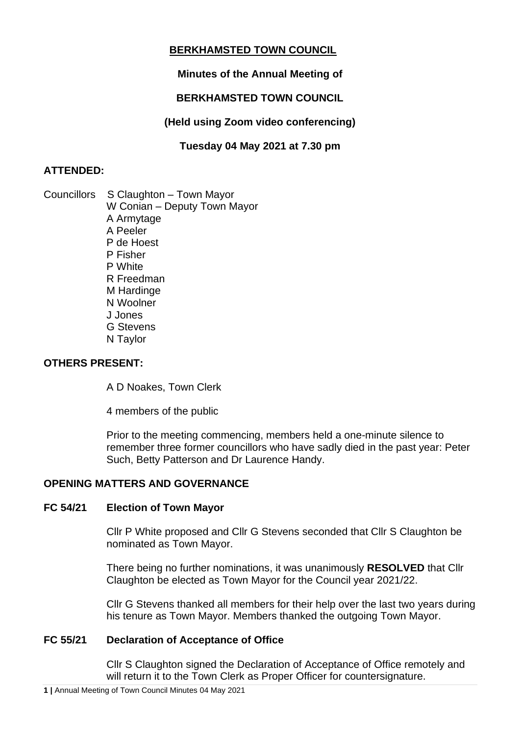# BERKHAMSTED TOWN COUNCIL

**Minutes of the Annual Meeting of**

**BERKHAMSTED TOWN COUNCIL**

**(Held using Zoom video conferencing)**

**Tuesday 04 May 2021 at 7.30 pm**

## ATTENDED:

Councillors
S Claughton – Town Mayor
W Conian – Deputy Town Mayor
A Armytage
A Peeler
P de Hoest
P Fisher
P White
R Freedman
M Hardinge
N Woolner
J Jones
G Stevens
N Taylor

## OTHERS PRESENT:

A D Noakes, Town Clerk

4 members of the public

Prior to the meeting commencing, members held a one-minute silence to remember three former councillors who have sadly died in the past year: Peter Such, Betty Patterson and Dr Laurence Handy.

## OPENING MATTERS AND GOVERNANCE

### FC 54/21 Election of Town Mayor

Cllr P White proposed and Cllr G Stevens seconded that Cllr S Claughton be nominated as Town Mayor.

There being no further nominations, it was unanimously **RESOLVED** that Cllr Claughton be elected as Town Mayor for the Council year 2021/22.

Cllr G Stevens thanked all members for their help over the last two years during his tenure as Town Mayor. Members thanked the outgoing Town Mayor.

### FC 55/21 Declaration of Acceptance of Office

Cllr S Claughton signed the Declaration of Acceptance of Office remotely and will return it to the Town Clerk as Proper Officer for countersignature.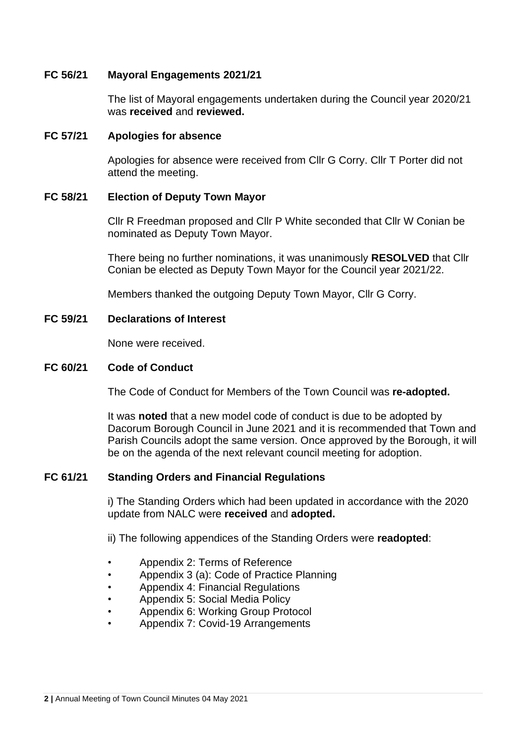**FC 56/21 Mayoral Engagements 2021/21**

The list of Mayoral engagements undertaken during the Council year 2020/21 was **received** and **reviewed.**

**FC 57/21 Apologies for absence**

Apologies for absence were received from Cllr G Corry. Cllr T Porter did not attend the meeting.

**FC 58/21 Election of Deputy Town Mayor**

Cllr R Freedman proposed and Cllr P White seconded that Cllr W Conian be nominated as Deputy Town Mayor.

There being no further nominations, it was unanimously **RESOLVED** that Cllr Conian be elected as Deputy Town Mayor for the Council year 2021/22.

Members thanked the outgoing Deputy Town Mayor, Cllr G Corry.

**FC 59/21 Declarations of Interest**

None were received.

**FC 60/21 Code of Conduct**

The Code of Conduct for Members of the Town Council was **re-adopted.**

It was **noted** that a new model code of conduct is due to be adopted by Dacorum Borough Council in June 2021 and it is recommended that Town and Parish Councils adopt the same version. Once approved by the Borough, it will be on the agenda of the next relevant council meeting for adoption.

**FC 61/21 Standing Orders and Financial Regulations**

i) The Standing Orders which had been updated in accordance with the 2020 update from NALC were **received** and **adopted.**

ii) The following appendices of the Standing Orders were **readopted**:

- Appendix 2: Terms of Reference
- Appendix 3 (a): Code of Practice Planning
- Appendix 4: Financial Regulations
- Appendix 5: Social Media Policy
- Appendix 6: Working Group Protocol
- Appendix 7: Covid-19 Arrangements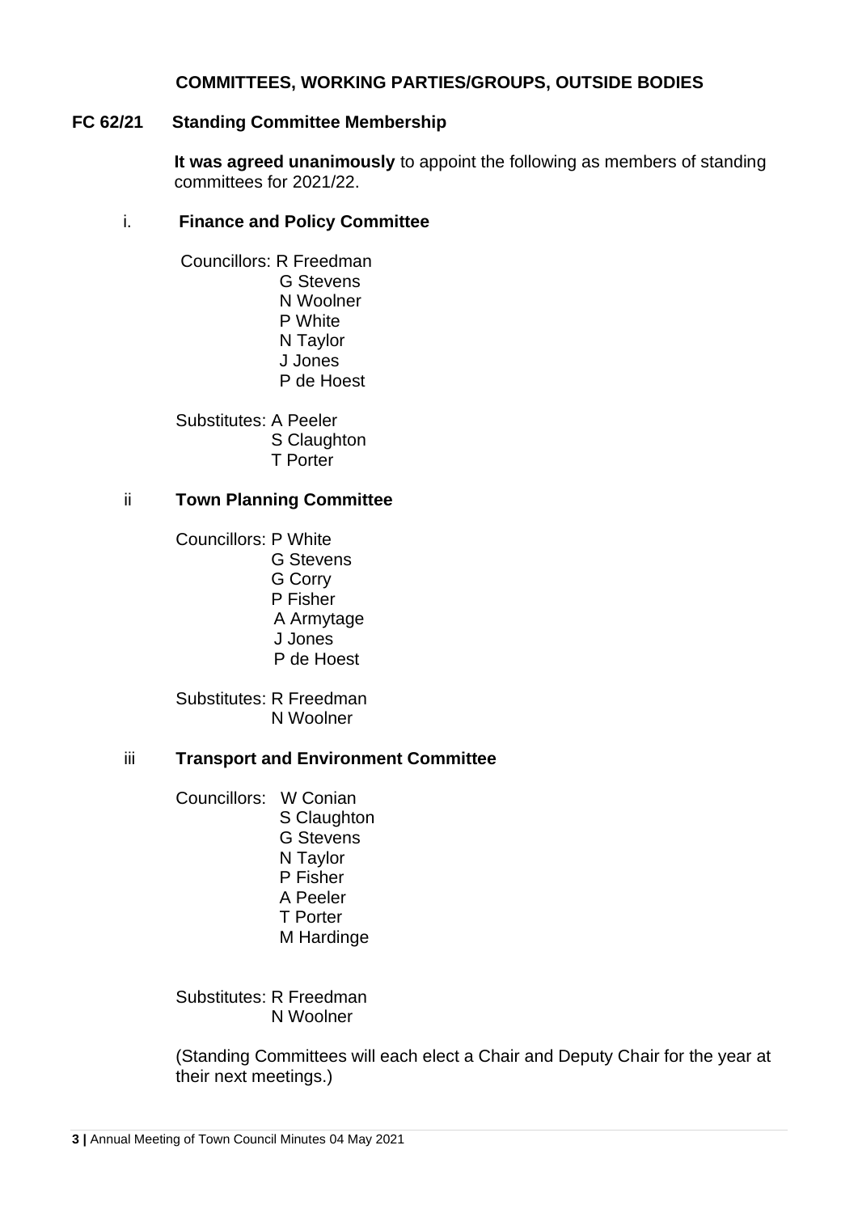## COMMITTEES, WORKING PARTIES/GROUPS, OUTSIDE BODIES

### FC 62/21 Standing Committee Membership

**It was agreed unanimously** to appoint the following as members of standing committees for 2021/22.

i. **Finance and Policy Committee**

Councillors: R Freedman
G Stevens
N Woolner
P White
N Taylor
J Jones
P de Hoest

Substitutes: A Peeler
S Claughton
T Porter

ii **Town Planning Committee**

Councillors: P White
G Stevens
G Corry
P Fisher
A Armytage
J Jones
P de Hoest

Substitutes: R Freedman
N Woolner

iii **Transport and Environment Committee**

Councillors: W Conian
S Claughton
G Stevens
N Taylor
P Fisher
A Peeler
T Porter
M Hardinge

Substitutes: R Freedman
N Woolner

(Standing Committees will each elect a Chair and Deputy Chair for the year at their next meetings.)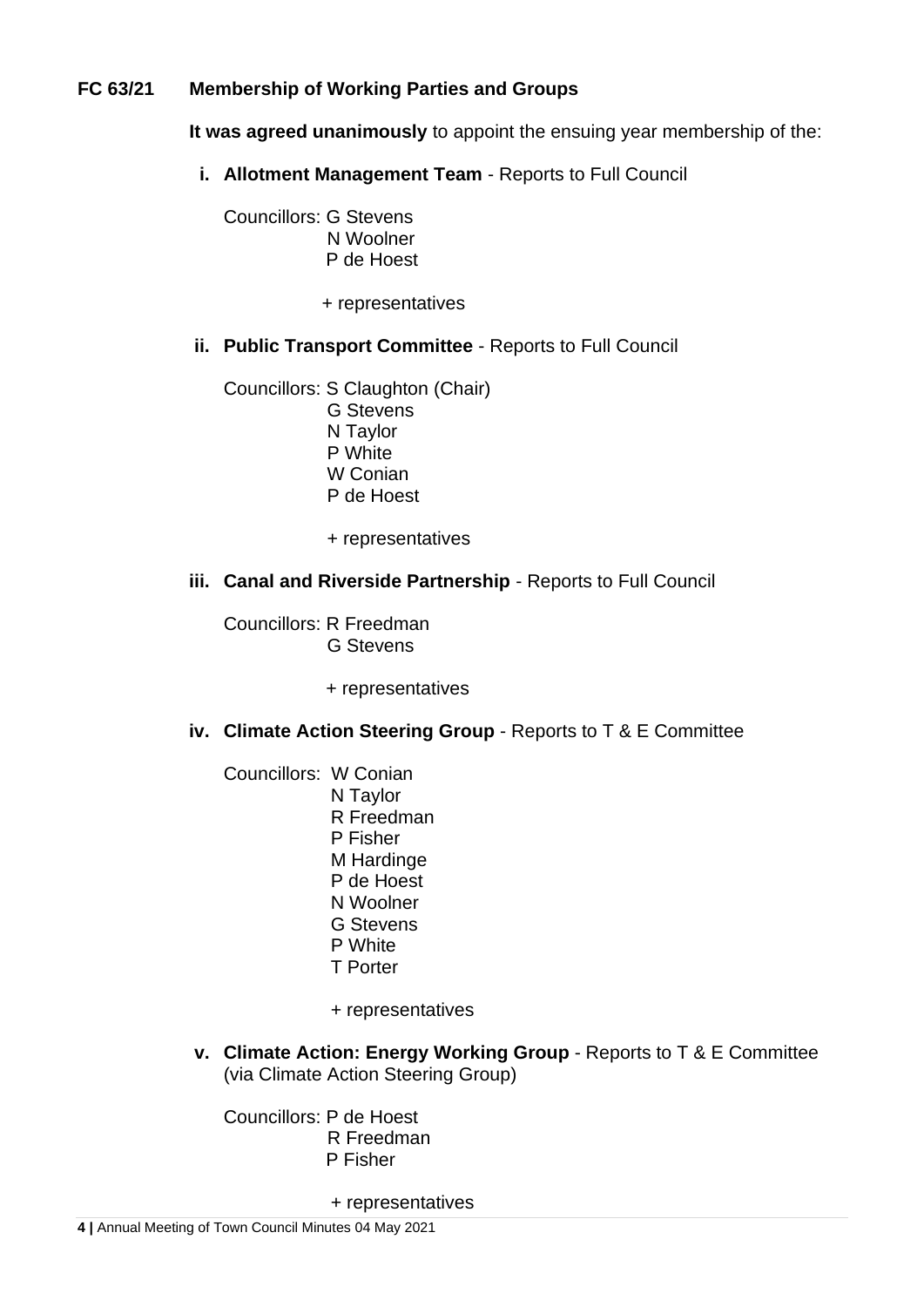**FC 63/21 Membership of Working Parties and Groups**

**It was agreed unanimously** to appoint the ensuing year membership of the:

i. **Allotment Management Team** - Reports to Full Council

Councillors: G Stevens
N Woolner
P de Hoest

\+ representatives

ii. **Public Transport Committee** - Reports to Full Council

Councillors: S Claughton (Chair)
G Stevens
N Taylor
P White
W Conian
P de Hoest

\+ representatives

iii. **Canal and Riverside Partnership** - Reports to Full Council

Councillors: R Freedman
G Stevens

\+ representatives

iv. **Climate Action Steering Group** - Reports to T & E Committee

Councillors: W Conian
N Taylor
R Freedman
P Fisher
M Hardinge
P de Hoest
N Woolner
G Stevens
P White
T Porter

\+ representatives

v. **Climate Action: Energy Working Group** - Reports to T & E Committee (via Climate Action Steering Group)

Councillors: P de Hoest
R Freedman
P Fisher

\+ representatives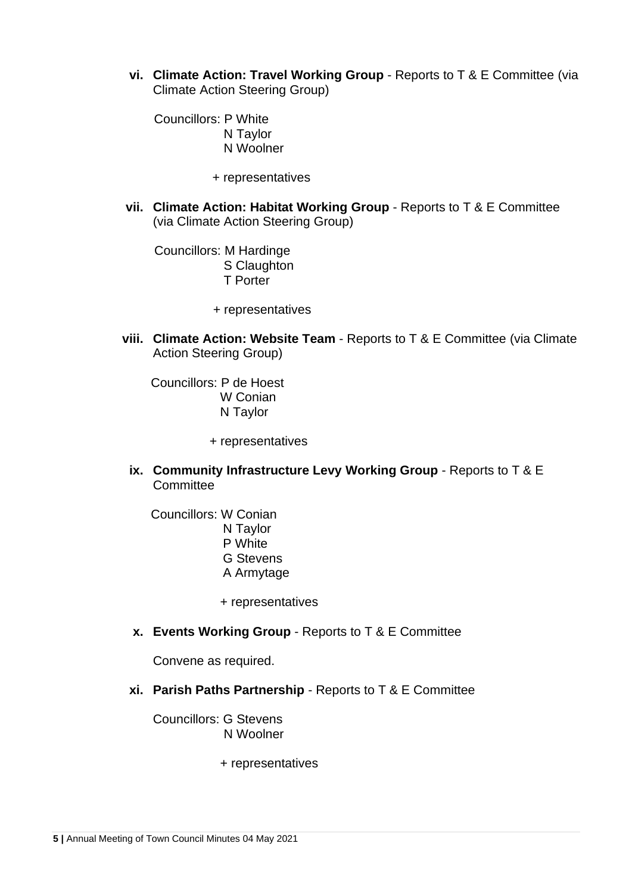vi. **Climate Action: Travel Working Group** - Reports to T & E Committee (via Climate Action Steering Group)

Councillors: P White
N Taylor
N Woolner

\+ representatives

vii. **Climate Action: Habitat Working Group** - Reports to T & E Committee (via Climate Action Steering Group)

Councillors: M Hardinge
S Claughton
T Porter

\+ representatives

viii. **Climate Action: Website Team** - Reports to T & E Committee (via Climate Action Steering Group)

Councillors: P de Hoest
W Conian
N Taylor

\+ representatives

ix. **Community Infrastructure Levy Working Group** - Reports to T & E Committee

Councillors: W Conian
N Taylor
P White
G Stevens
A Armytage

\+ representatives

x. **Events Working Group** - Reports to T & E Committee

Convene as required.

xi. **Parish Paths Partnership** - Reports to T & E Committee

Councillors: G Stevens
N Woolner

\+ representatives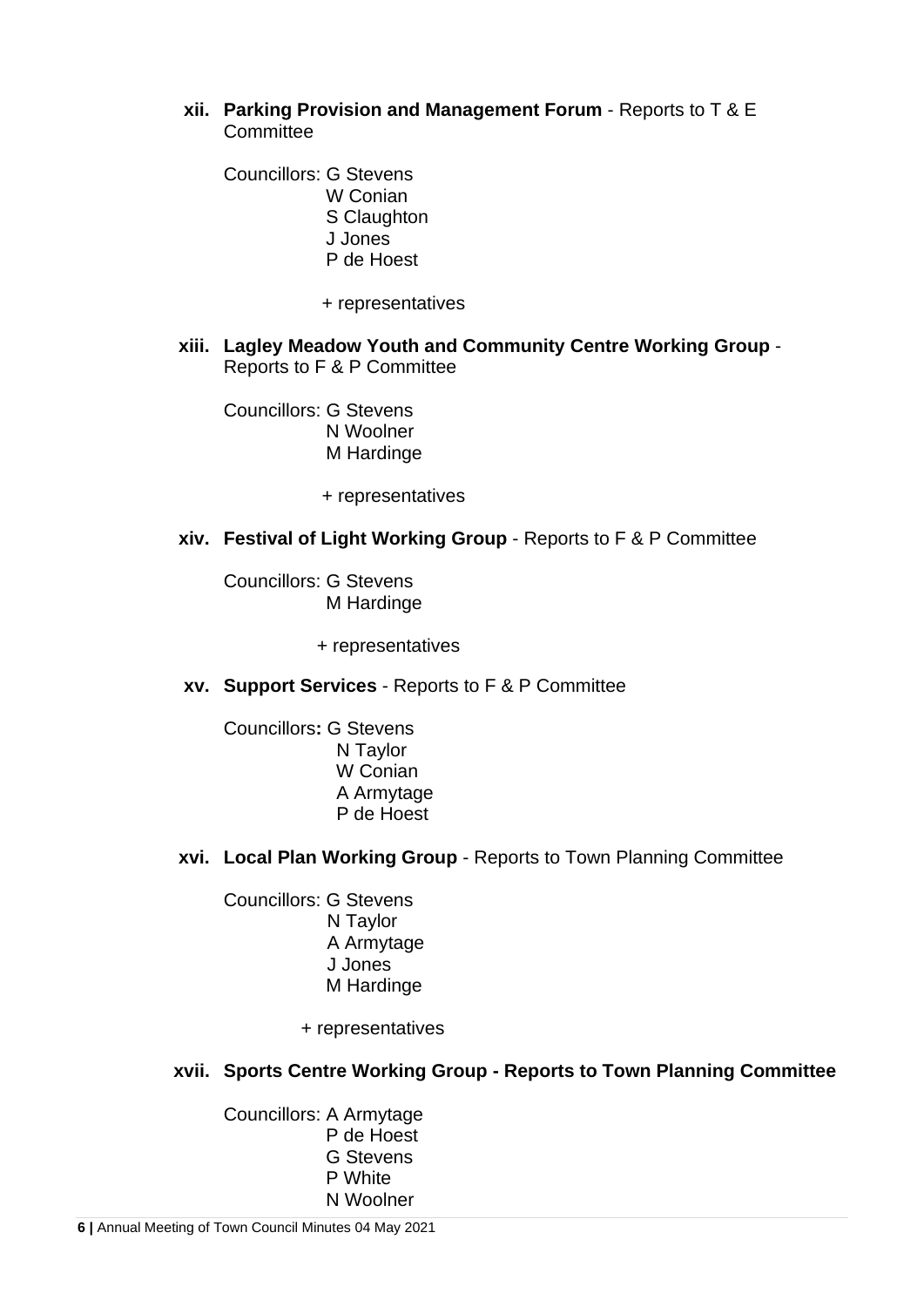**xii. Parking Provision and Management Forum** - Reports to T & E Committee

Councillors: G Stevens
W Conian
S Claughton
J Jones
P de Hoest

+ representatives

**xiii. Lagley Meadow Youth and Community Centre Working Group** - Reports to F & P Committee

Councillors: G Stevens
N Woolner
M Hardinge

+ representatives

**xiv. Festival of Light Working Group** - Reports to F & P Committee

Councillors: G Stevens
M Hardinge

+ representatives

**xv. Support Services** - Reports to F & P Committee

Councillors**:** G Stevens
N Taylor
W Conian
A Armytage
P de Hoest

**xvi. Local Plan Working Group** - Reports to Town Planning Committee

Councillors: G Stevens
N Taylor
A Armytage
J Jones
M Hardinge

+ representatives

**xvii. Sports Centre Working Group - Reports to Town Planning Committee**

Councillors: A Armytage
P de Hoest
G Stevens
P White
N Woolner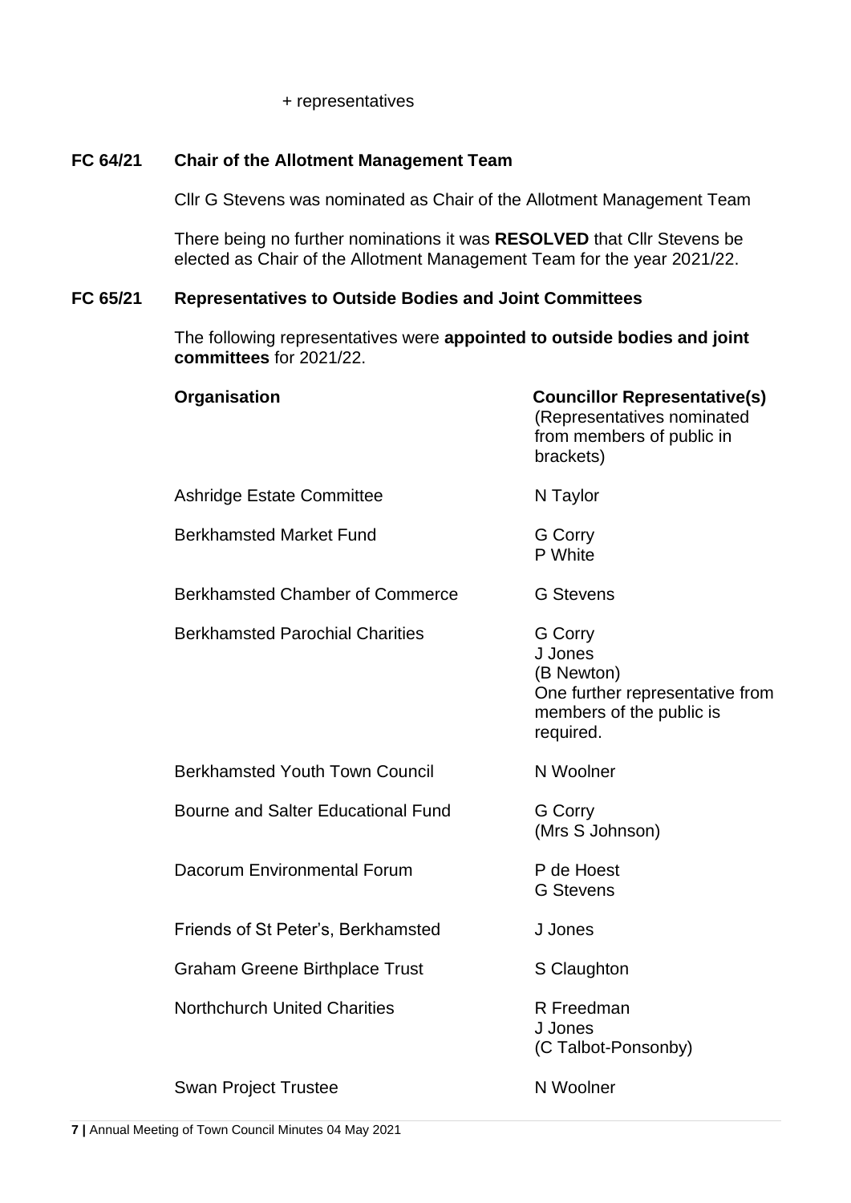+ representatives

**FC 64/21 Chair of the Allotment Management Team**

Cllr G Stevens was nominated as Chair of the Allotment Management Team

There being no further nominations it was **RESOLVED** that Cllr Stevens be elected as Chair of the Allotment Management Team for the year 2021/22.

**FC 65/21 Representatives to Outside Bodies and Joint Committees**

The following representatives were **appointed to outside bodies and joint committees** for 2021/22.

| **Organisation** | **Councillor Representative(s)** (Representatives nominated from members of public in brackets) |
|---|---|
| Ashridge Estate Committee | N Taylor |
| Berkhamsted Market Fund | G Corry<br>P White |
| Berkhamsted Chamber of Commerce | G Stevens |
| Berkhamsted Parochial Charities | G Corry<br>J Jones<br>(B Newton)<br>One further representative from members of the public is required. |
| Berkhamsted Youth Town Council | N Woolner |
| Bourne and Salter Educational Fund | G Corry<br>(Mrs S Johnson) |
| Dacorum Environmental Forum | P de Hoest<br>G Stevens |
| Friends of St Peter's, Berkhamsted | J Jones |
| Graham Greene Birthplace Trust | S Claughton |
| Northchurch United Charities | R Freedman<br>J Jones<br>(C Talbot-Ponsonby) |
| Swan Project Trustee | N Woolner |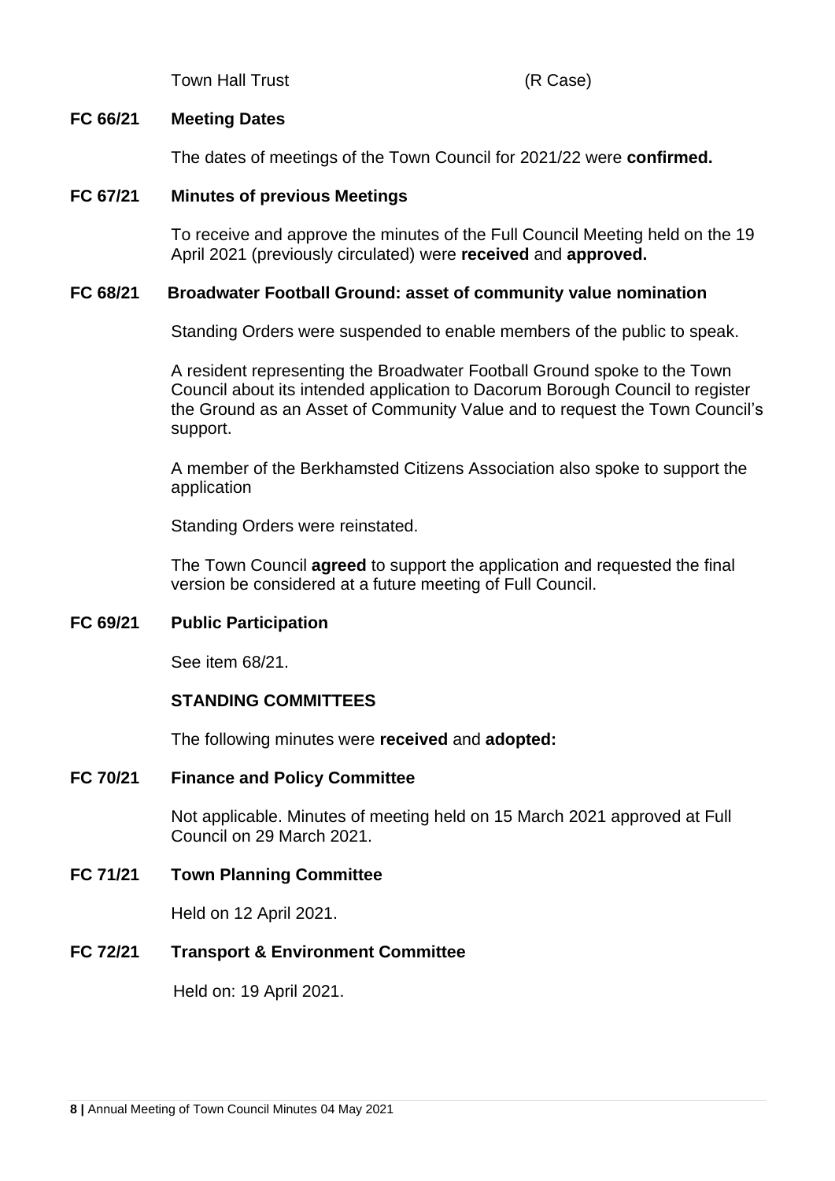Town Hall Trust (R Case)

**FC 66/21 Meeting Dates**

The dates of meetings of the Town Council for 2021/22 were **confirmed.**

**FC 67/21 Minutes of previous Meetings**

To receive and approve the minutes of the Full Council Meeting held on the 19 April 2021 (previously circulated) were **received** and **approved.**

**FC 68/21 Broadwater Football Ground: asset of community value nomination**

Standing Orders were suspended to enable members of the public to speak.

A resident representing the Broadwater Football Ground spoke to the Town Council about its intended application to Dacorum Borough Council to register the Ground as an Asset of Community Value and to request the Town Council's support.

A member of the Berkhamsted Citizens Association also spoke to support the application

Standing Orders were reinstated.

The Town Council **agreed** to support the application and requested the final version be considered at a future meeting of Full Council.

**FC 69/21 Public Participation**

See item 68/21.

**STANDING COMMITTEES**

The following minutes were **received** and **adopted:**

**FC 70/21 Finance and Policy Committee**

Not applicable. Minutes of meeting held on 15 March 2021 approved at Full Council on 29 March 2021.

**FC 71/21 Town Planning Committee**

Held on 12 April 2021.

**FC 72/21 Transport & Environment Committee**

Held on: 19 April 2021.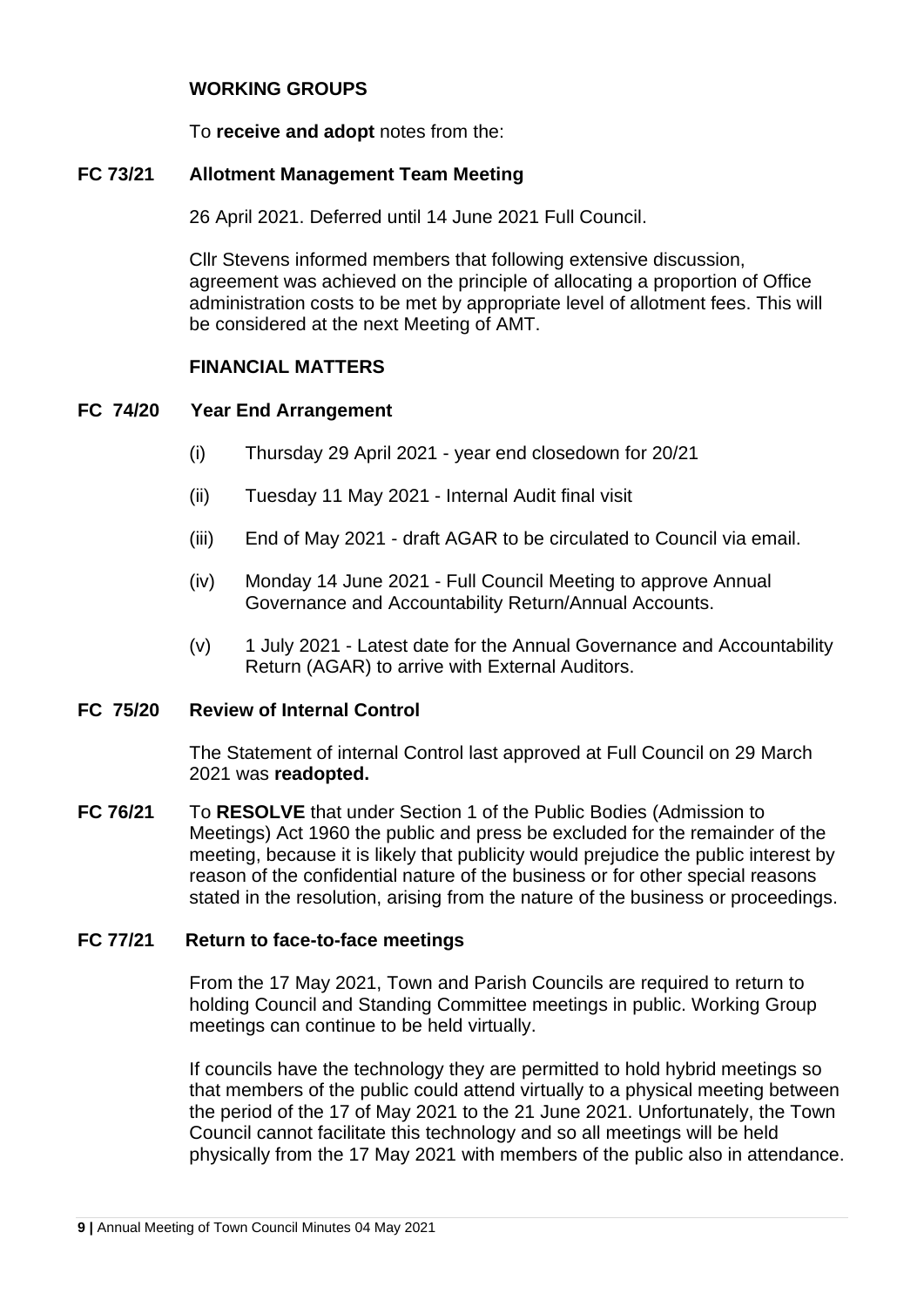**WORKING GROUPS**

To **receive and adopt** notes from the:

**FC 73/21 Allotment Management Team Meeting**

26 April 2021. Deferred until 14 June 2021 Full Council.

Cllr Stevens informed members that following extensive discussion, agreement was achieved on the principle of allocating a proportion of Office administration costs to be met by appropriate level of allotment fees. This will be considered at the next Meeting of AMT.

**FINANCIAL MATTERS**

**FC 74/20 Year End Arrangement**

(i) Thursday 29 April 2021 - year end closedown for 20/21

(ii) Tuesday 11 May 2021 - Internal Audit final visit

(iii) End of May 2021 - draft AGAR to be circulated to Council via email.

(iv) Monday 14 June 2021 - Full Council Meeting to approve Annual Governance and Accountability Return/Annual Accounts.

(v) 1 July 2021 - Latest date for the Annual Governance and Accountability Return (AGAR) to arrive with External Auditors.

**FC 75/20 Review of Internal Control**

The Statement of internal Control last approved at Full Council on 29 March 2021 was **readopted.**

**FC 76/21** To **RESOLVE** that under Section 1 of the Public Bodies (Admission to Meetings) Act 1960 the public and press be excluded for the remainder of the meeting, because it is likely that publicity would prejudice the public interest by reason of the confidential nature of the business or for other special reasons stated in the resolution, arising from the nature of the business or proceedings.

**FC 77/21 Return to face-to-face meetings**

From the 17 May 2021, Town and Parish Councils are required to return to holding Council and Standing Committee meetings in public. Working Group meetings can continue to be held virtually.

If councils have the technology they are permitted to hold hybrid meetings so that members of the public could attend virtually to a physical meeting between the period of the 17 of May 2021 to the 21 June 2021. Unfortunately, the Town Council cannot facilitate this technology and so all meetings will be held physically from the 17 May 2021 with members of the public also in attendance.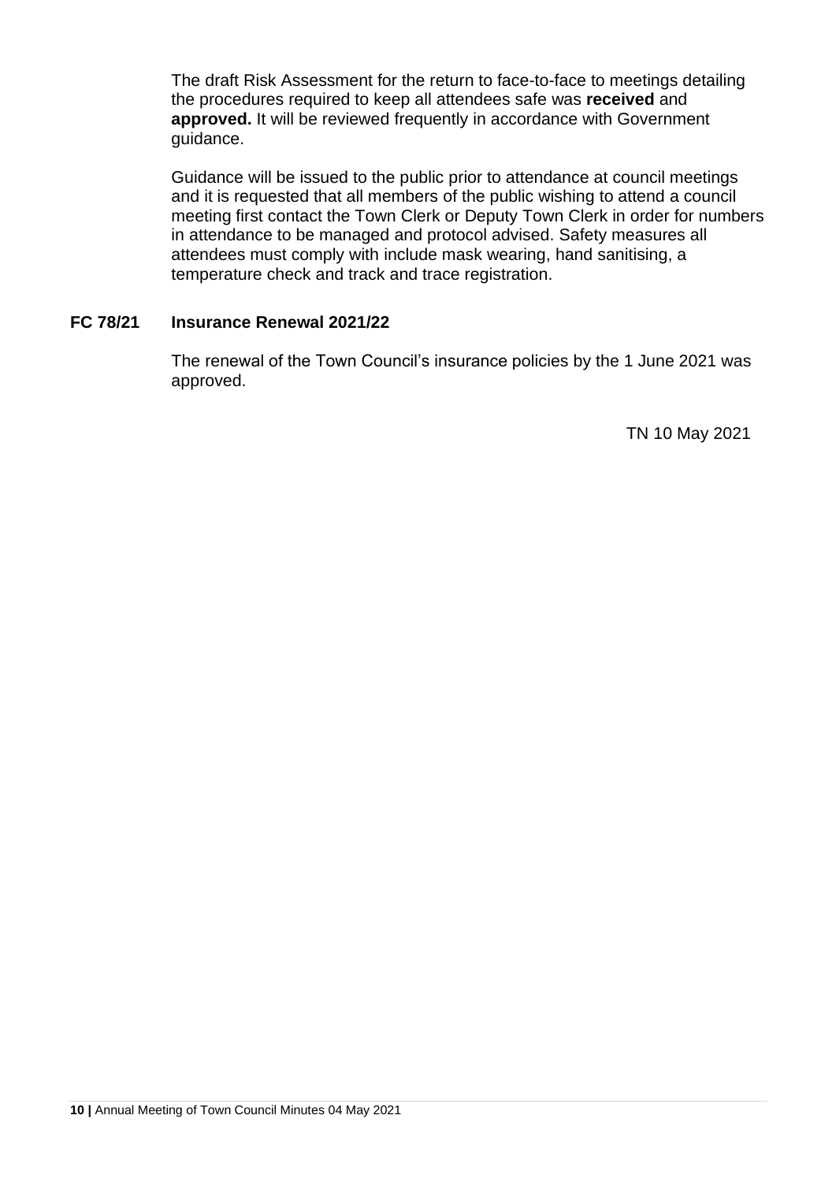The draft Risk Assessment for the return to face-to-face to meetings detailing the procedures required to keep all attendees safe was **received** and **approved.** It will be reviewed frequently in accordance with Government guidance.

Guidance will be issued to the public prior to attendance at council meetings and it is requested that all members of the public wishing to attend a council meeting first contact the Town Clerk or Deputy Town Clerk in order for numbers in attendance to be managed and protocol advised. Safety measures all attendees must comply with include mask wearing, hand sanitising, a temperature check and track and trace registration.

**FC 78/21 Insurance Renewal 2021/22**

The renewal of the Town Council's insurance policies by the 1 June 2021 was approved.

TN 10 May 2021